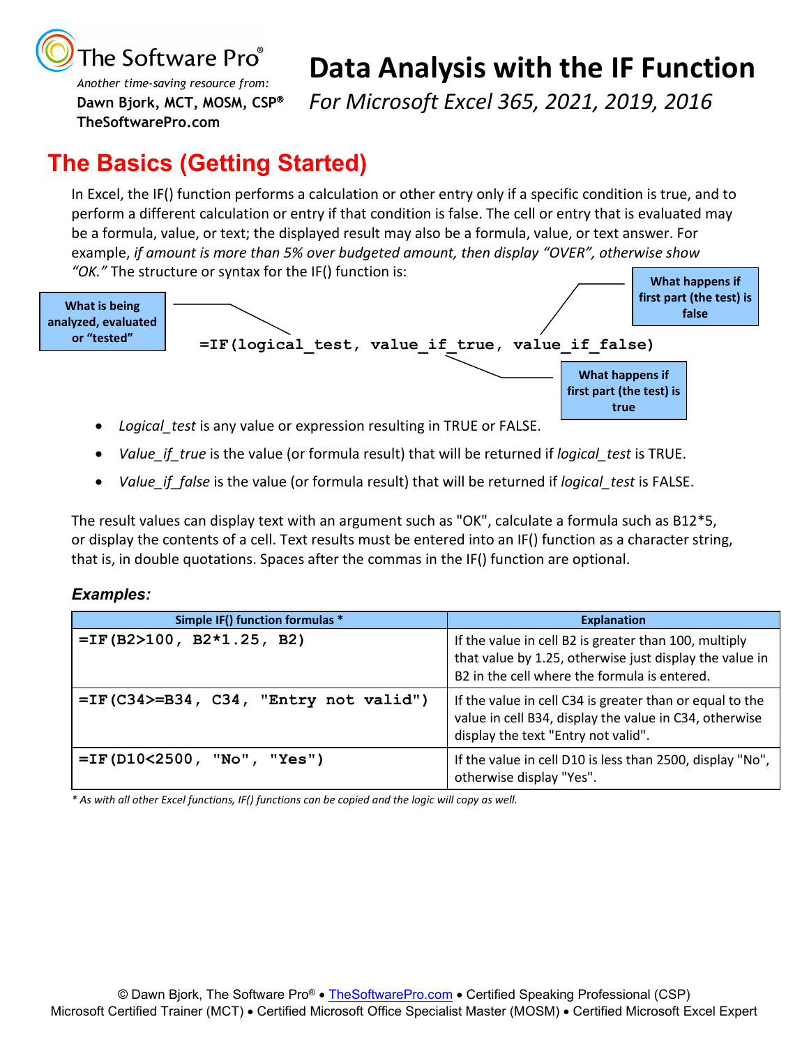The Software Pro®

*Another time-saving resource from:*

**Dawn Bjork, MCT, MOSM, CSP®**

**TheSoftwarePro.com**

# Data Analysis with the IF Function

*For Microsoft Excel 365, 2021, 2019, 2016*

## The Basics (Getting Started)

In Excel, the IF() function performs a calculation or other entry only if a specific condition is true, and to perform a different calculation or entry if that condition is false. The cell or entry that is evaluated may be a formula, value, or text; the displayed result may also be a formula, value, or text answer. For example, *if amount is more than 5% over budgeted amount, then display "OVER", otherwise show "OK."* The structure or syntax for the IF() function is:

```
=IF(logical_test, value_if_true, value_if_false)
```

- logical_test: What is being analyzed, evaluated or "tested"
- value_if_true: What happens if first part (the test) is true
- value_if_false: What happens if first part (the test) is false

- *Logical_test* is any value or expression resulting in TRUE or FALSE.
- *Value_if_true* is the value (or formula result) that will be returned if *logical_test* is TRUE.
- *Value_if_false* is the value (or formula result) that will be returned if *logical_test* is FALSE.

The result values can display text with an argument such as "OK", calculate a formula such as B12*5, or display the contents of a cell. Text results must be entered into an IF() function as a character string, that is, in double quotations. Spaces after the commas in the IF() function are optional.

### *Examples:*

| Simple IF() function formulas * | Explanation |
|---|---|
| `=IF(B2>100, B2*1.25, B2)` | If the value in cell B2 is greater than 100, multiply that value by 1.25, otherwise just display the value in B2 in the cell where the formula is entered. |
| `=IF(C34>=B34, C34, "Entry not valid")` | If the value in cell C34 is greater than or equal to the value in cell B34, display the value in C34, otherwise display the text "Entry not valid". |
| `=IF(D10<2500, "No", "Yes")` | If the value in cell D10 is less than 2500, display "No", otherwise display "Yes". |

*\* As with all other Excel functions, IF() functions can be copied and the logic will copy as well.*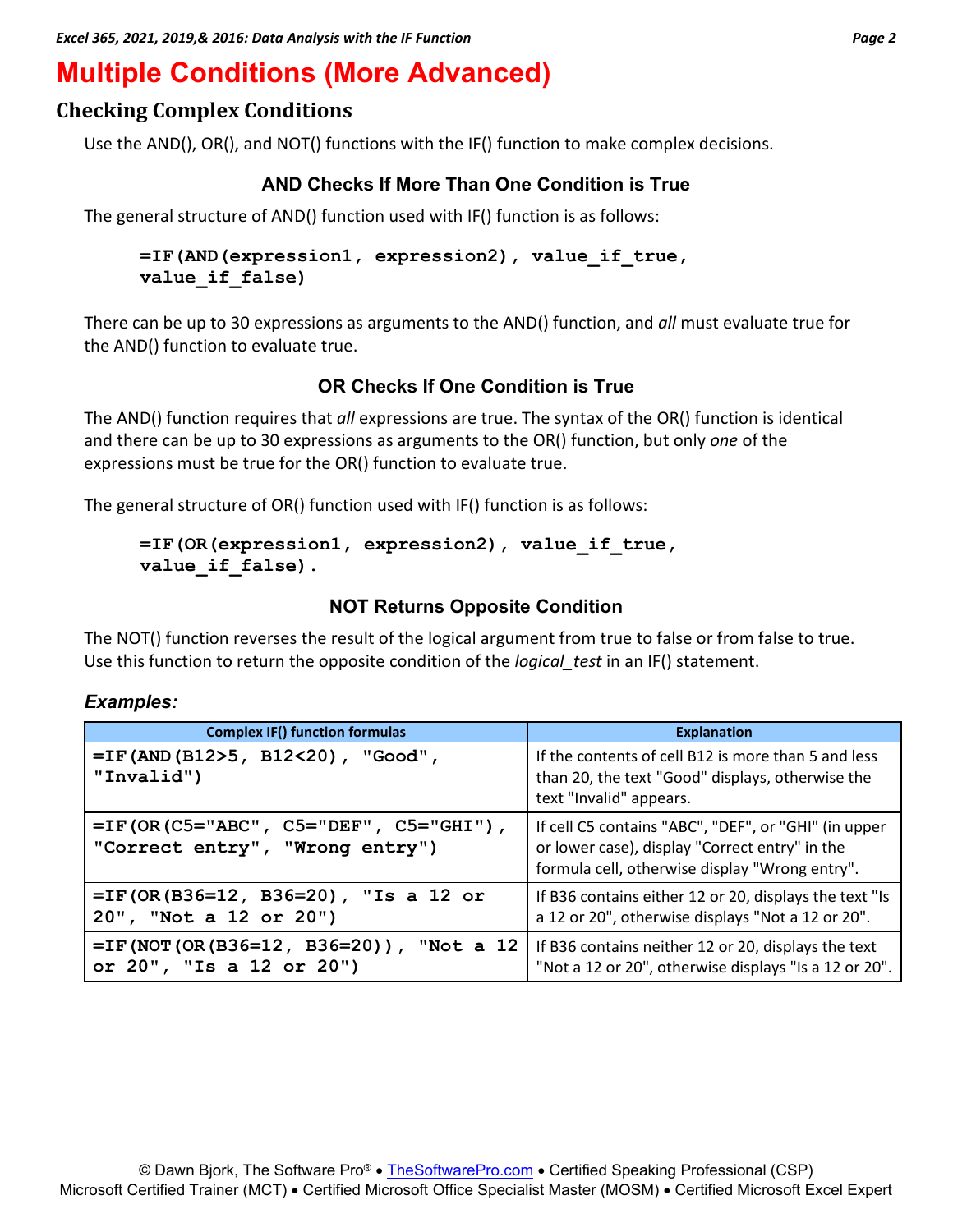# Multiple Conditions (More Advanced)

## Checking Complex Conditions

Use the AND(), OR(), and NOT() functions with the IF() function to make complex decisions.

### AND Checks If More Than One Condition is True

The general structure of AND() function used with IF() function is as follows:

```
=IF(AND(expression1, expression2), value_if_true,
value_if_false)
```

There can be up to 30 expressions as arguments to the AND() function, and *all* must evaluate true for the AND() function to evaluate true.

### OR Checks If One Condition is True

The AND() function requires that *all* expressions are true. The syntax of the OR() function is identical and there can be up to 30 expressions as arguments to the OR() function, but only *one* of the expressions must be true for the OR() function to evaluate true.

The general structure of OR() function used with IF() function is as follows:

```
=IF(OR(expression1, expression2), value_if_true,
value_if_false).
```

### NOT Returns Opposite Condition

The NOT() function reverses the result of the logical argument from true to false or from false to true. Use this function to return the opposite condition of the *logical_test* in an IF() statement.

***Examples:***

| Complex IF() function formulas | Explanation |
|---|---|
| `=IF(AND(B12>5, B12<20), "Good", "Invalid")` | If the contents of cell B12 is more than 5 and less than 20, the text "Good" displays, otherwise the text "Invalid" appears. |
| `=IF(OR(C5="ABC", C5="DEF", C5="GHI"), "Correct entry", "Wrong entry")` | If cell C5 contains "ABC", "DEF", or "GHI" (in upper or lower case), display "Correct entry" in the formula cell, otherwise display "Wrong entry". |
| `=IF(OR(B36=12, B36=20), "Is a 12 or 20", "Not a 12 or 20")` | If B36 contains either 12 or 20, displays the text "Is a 12 or 20", otherwise displays "Not a 12 or 20". |
| `=IF(NOT(OR(B36=12, B36=20)), "Not a 12 or 20", "Is a 12 or 20")` | If B36 contains neither 12 or 20, displays the text "Not a 12 or 20", otherwise displays "Is a 12 or 20". |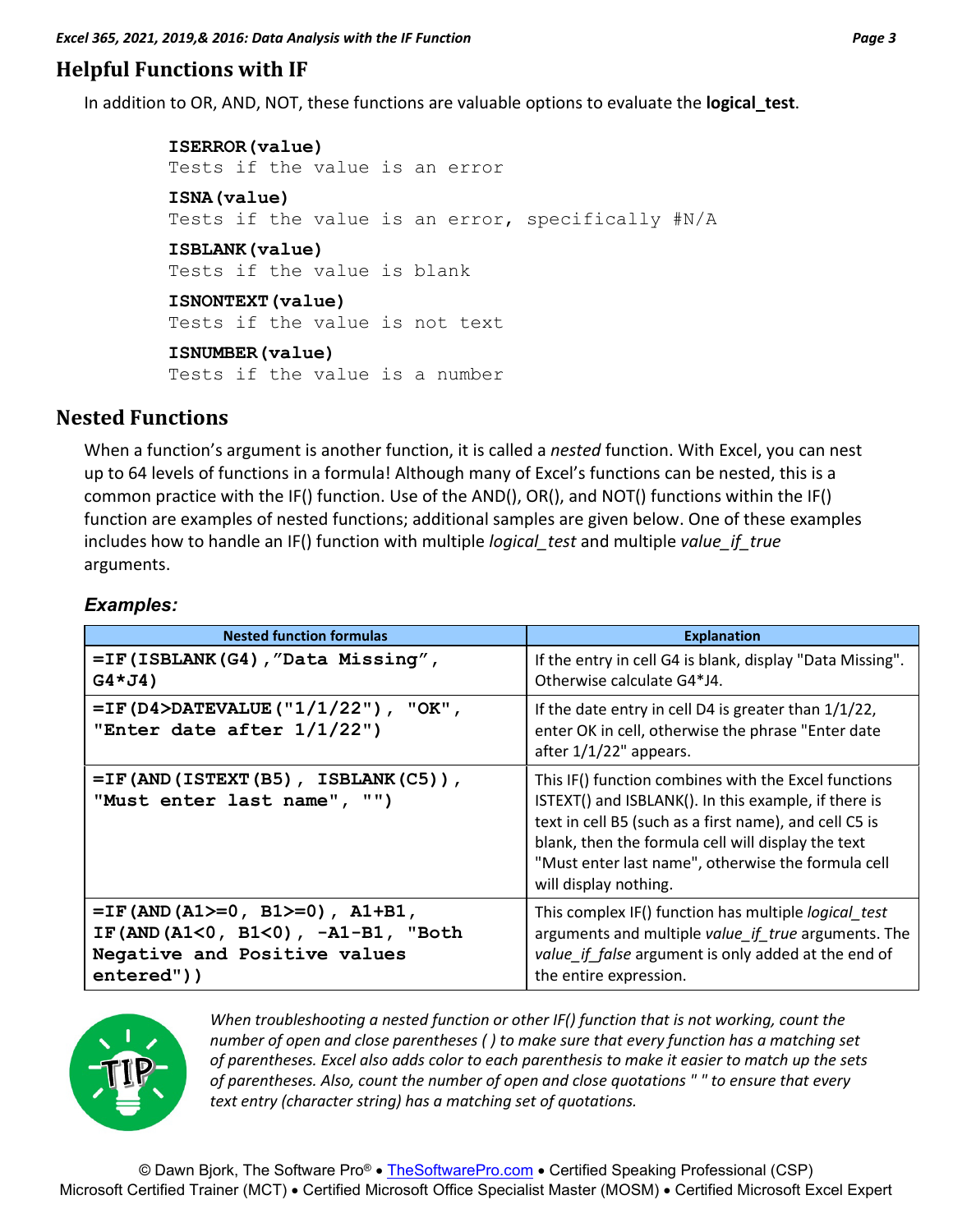## Helpful Functions with IF

In addition to OR, AND, NOT, these functions are valuable options to evaluate the **logical_test**.

```
ISERROR(value)
Tests if the value is an error

ISNA(value)
Tests if the value is an error, specifically #N/A

ISBLANK(value)
Tests if the value is blank

ISNONTEXT(value)
Tests if the value is not text

ISNUMBER(value)
Tests if the value is a number
```

## Nested Functions

When a function's argument is another function, it is called a *nested* function. With Excel, you can nest up to 64 levels of functions in a formula! Although many of Excel's functions can be nested, this is a common practice with the IF() function. Use of the AND(), OR(), and NOT() functions within the IF() function are examples of nested functions; additional samples are given below. One of these examples includes how to handle an IF() function with multiple *logical_test* and multiple *value_if_true* arguments.

### *Examples:*

| Nested function formulas | Explanation |
|---|---|
| `=IF(ISBLANK(G4),"Data Missing", G4*J4)` | If the entry in cell G4 is blank, display "Data Missing". Otherwise calculate G4*J4. |
| `=IF(D4>DATEVALUE("1/1/22"), "OK", "Enter date after 1/1/22")` | If the date entry in cell D4 is greater than 1/1/22, enter OK in cell, otherwise the phrase "Enter date after 1/1/22" appears. |
| `=IF(AND(ISTEXT(B5), ISBLANK(C5)), "Must enter last name", "")` | This IF() function combines with the Excel functions ISTEXT() and ISBLANK(). In this example, if there is text in cell B5 (such as a first name), and cell C5 is blank, then the formula cell will display the text "Must enter last name", otherwise the formula cell will display nothing. |
| `=IF(AND(A1>=0, B1>=0), A1+B1, IF(AND(A1<0, B1<0), -A1-B1, "Both Negative and Positive values entered"))` | This complex IF() function has multiple *logical_test* arguments and multiple *value_if_true* arguments. The *value_if_false* argument is only added at the end of the entire expression. |

TIP

*When troubleshooting a nested function or other IF() function that is not working, count the number of open and close parentheses ( ) to make sure that every function has a matching set of parentheses. Excel also adds color to each parenthesis to make it easier to match up the sets of parentheses. Also, count the number of open and close quotations " " to ensure that every text entry (character string) has a matching set of quotations.*